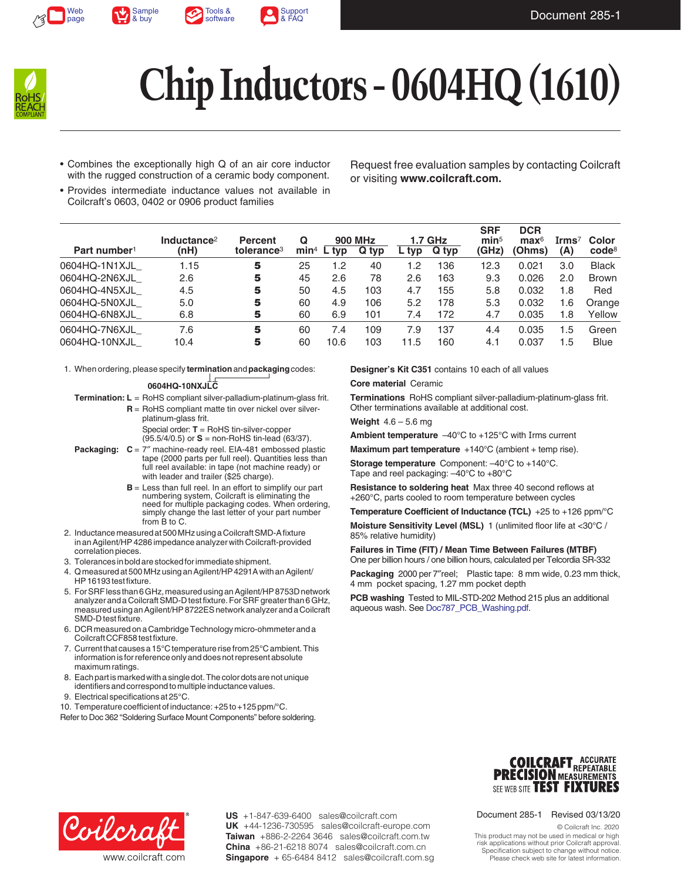# Chip Inductors - 0604HQ (1610)

- Combines the exceptionally high Q of an air core inductor with the rugged construction of a ceramic body component.
- Provides intermediate inductance values not available in Coilcraft's 0603, 0402 or 0906 product families

Request free evaluation samples by contacting Coilcraft or visiting **www.coilcraft.com.**

| Part number[1] | Inductance[2] (nH) | Percent tolerance[3] | Q min[4] | 900 MHz L typ | 900 MHz Q typ | 1.7 GHz L typ | 1.7 GHz Q typ | SRF min[5] (GHz) | DCR max[6] (Ohms) | Irms[7] (A) | Color code[8] |
|---|---|---|---|---|---|---|---|---|---|---|---|
| 0604HQ-1N1XJL_ | 1.15 | **5** | 25 | 1.2 | 40 | 1.2 | 136 | 12.3 | 0.021 | 3.0 | Black |
| 0604HQ-2N6XJL_ | 2.6 | **5** | 45 | 2.6 | 78 | 2.6 | 163 | 9.3 | 0.026 | 2.0 | Brown |
| 0604HQ-4N5XJL_ | 4.5 | **5** | 50 | 4.5 | 103 | 4.7 | 155 | 5.8 | 0.032 | 1.8 | Red |
| 0604HQ-5N0XJL_ | 5.0 | **5** | 60 | 4.9 | 106 | 5.2 | 178 | 5.3 | 0.032 | 1.6 | Orange |
| 0604HQ-6N8XJL_ | 6.8 | **5** | 60 | 6.9 | 101 | 7.4 | 172 | 4.7 | 0.035 | 1.8 | Yellow |
| 0604HQ-7N6XJL_ | 7.6 | **5** | 60 | 7.4 | 109 | 7.9 | 137 | 4.4 | 0.035 | 1.5 | Green |
| 0604HQ-10NXJL_ | 10.4 | **5** | 60 | 10.6 | 103 | 11.5 | 160 | 4.1 | 0.037 | 1.5 | Blue |

1. When ordering, please specify **termination** and **packaging** codes:

   **0604HQ-10NXJLC**

   **Termination:** **L** = RoHS compliant silver-palladium-platinum-glass frit.
   **R** = RoHS compliant matte tin over nickel over silver-platinum-glass frit.
   Special order: **T** = RoHS tin-silver-copper (95.5/4/0.5) or **S** = non-RoHS tin-lead (63/37).

   **Packaging:** **C** = 7″ machine-ready reel. EIA-481 embossed plastic tape (2000 parts per full reel). Quantities less than full reel available: in tape (not machine ready) or with leader and trailer ($25 charge).
   **B** = Less than full reel. In an effort to simplify our part numbering system, Coilcraft is eliminating the need for multiple packaging codes. When ordering, simply change the last letter of your part number from B to C.
2. Inductance measured at 500 MHz using a Coilcraft SMD-A fixture in an Agilent/HP 4286 impedance analyzer with Coilcraft-provided correlation pieces.
3. Tolerances in bold are stocked for immediate shipment.
4. Q measured at 500 MHz using an Agilent/HP 4291A with an Agilent/HP 16193 test fixture.
5. For SRF less than 6 GHz, measured using an Agilent/HP 8753D network analyzer and a Coilcraft SMD-D test fixture. For SRF greater than 6 GHz, measured using an Agilent/HP 8722ES network analyzer and a Coilcraft SMD-D test fixture.
6. DCR measured on a Cambridge Technology micro-ohmmeter and a Coilcraft CCF858 test fixture.
7. Current that causes a 15°C temperature rise from 25°C ambient. This information is for reference only and does not represent absolute maximum ratings.
8. Each part is marked with a single dot. The color dots are not unique identifiers and correspond to multiple inductance values.
9. Electrical specifications at 25°C.
10. Temperature coefficient of inductance: +25 to +125 ppm/°C.

Refer to Doc 362 "Soldering Surface Mount Components" before soldering.

**Designer's Kit C351** contains 10 each of all values

**Core material** Ceramic

**Terminations** RoHS compliant silver-palladium-platinum-glass frit. Other terminations available at additional cost.

**Weight** 4.6 – 5.6 mg

**Ambient temperature** –40°C to +125°C with Irms current

**Maximum part temperature** +140°C (ambient + temp rise).

**Storage temperature** Component: –40°C to +140°C. Tape and reel packaging: –40°C to +80°C

**Resistance to soldering heat** Max three 40 second reflows at +260°C, parts cooled to room temperature between cycles

**Temperature Coefficient of Inductance (TCL)** +25 to +126 ppm/°C

**Moisture Sensitivity Level (MSL)** 1 (unlimited floor life at <30°C / 85% relative humidity)

**Failures in Time (FIT) / Mean Time Between Failures (MTBF)** One per billion hours / one billion hours, calculated per Telcordia SR-332

**Packaging** 2000 per 7″reel; Plastic tape: 8 mm wide, 0.23 mm thick, 4 mm pocket spacing, 1.27 mm pocket depth

**PCB washing** Tested to MIL-STD-202 Method 215 plus an additional aqueous wash. See Doc787_PCB_Washing.pdf.

COILCRAFT PRECISION ACCURATE REPEATABLE MEASUREMENTS SEE WEB SITE TEST FIXTURES

**US** +1-847-639-6400 sales@coilcraft.com
**UK** +44-1236-730595 sales@coilcraft-europe.com
**Taiwan** +886-2-2264 3646 sales@coilcraft.com.tw
**China** +86-21-6218 8074 sales@coilcraft.com.cn
**Singapore** + 65-6484 8412 sales@coilcraft.com.sg

www.coilcraft.com

Document 285-1 Revised 03/13/20

© Coilcraft Inc. 2020
This product may not be used in medical or high risk applications without prior Coilcraft approval. Specification subject to change without notice. Please check web site for latest information.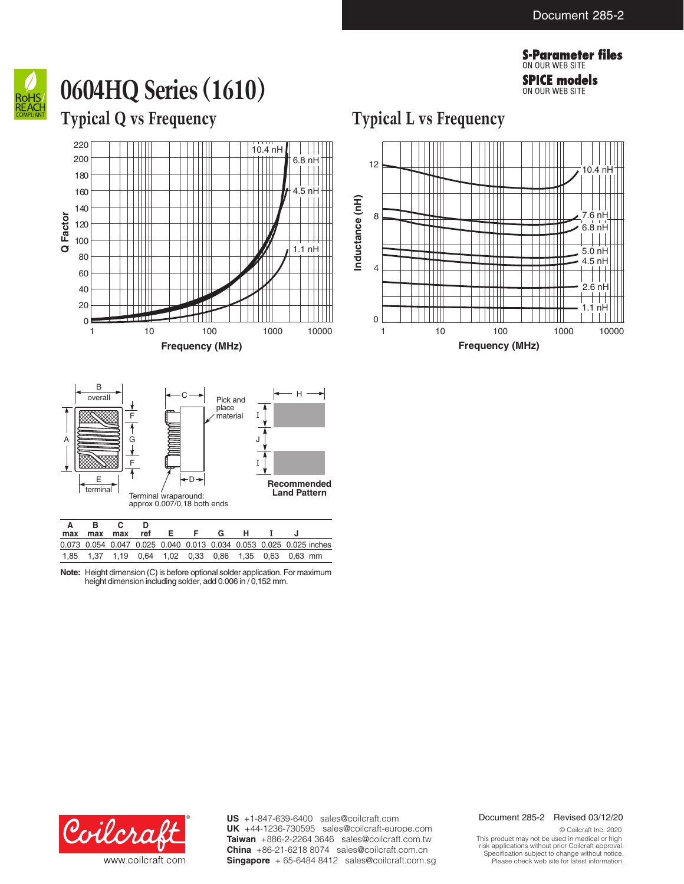# 0604HQ Series (1610)

S-Parameter files
ON OUR WEB SITE
SPICE models
ON OUR WEB SITE

## Typical Q vs Frequency

Q Factor
220
200
180
160
140
120
100
80
60
40
20
0
1
10
100
1000
10000
Frequency (MHz)
10.4 nH
6.8 nH
4.5 nH
1.1 nH

## Typical L vs Frequency

Inductance (nH)
12
8
4
0
1
10
100
1000
10000
Frequency (MHz)
10.4 nH
7.6 nH
6.8 nH
5.0 nH
4.5 nH
2.6 nH
1.1 nH

B overall
A
F
G
F
E terminal
C
Pick and place material
D
Terminal wraparound: approx 0.007/0,18 both ends
H
I
J
I
Recommended Land Pattern

| A max | B max | C max | D ref | E | F | G | H | I | J | |
|---|---|---|---|---|---|---|---|---|---|---|
| 0.073 | 0.054 | 0.047 | 0.025 | 0.040 | 0.013 | 0.034 | 0.053 | 0.025 | 0.025 | inches |
| 1,85 | 1,37 | 1,19 | 0,64 | 1,02 | 0,33 | 0,86 | 1,35 | 0,63 | 0,63 | mm |

**Note:** Height dimension (C) is before optional solder application. For maximum height dimension including solder, add 0.006 in / 0,152 mm.

www.coilcraft.com

**US** +1-847-639-6400 sales@coilcraft.com
**UK** +44-1236-730595 sales@coilcraft-europe.com
**Taiwan** +886-2-2264 3646 sales@coilcraft.com.tw
**China** +86-21-6218 8074 sales@coilcraft.com.cn
**Singapore** + 65-6484 8412 sales@coilcraft.com.sg

Document 285-2 Revised 03/12/20

© Coilcraft Inc. 2020
This product may not be used in medical or high risk applications without prior Coilcraft approval. Specification subject to change without notice. Please check web site for latest information.